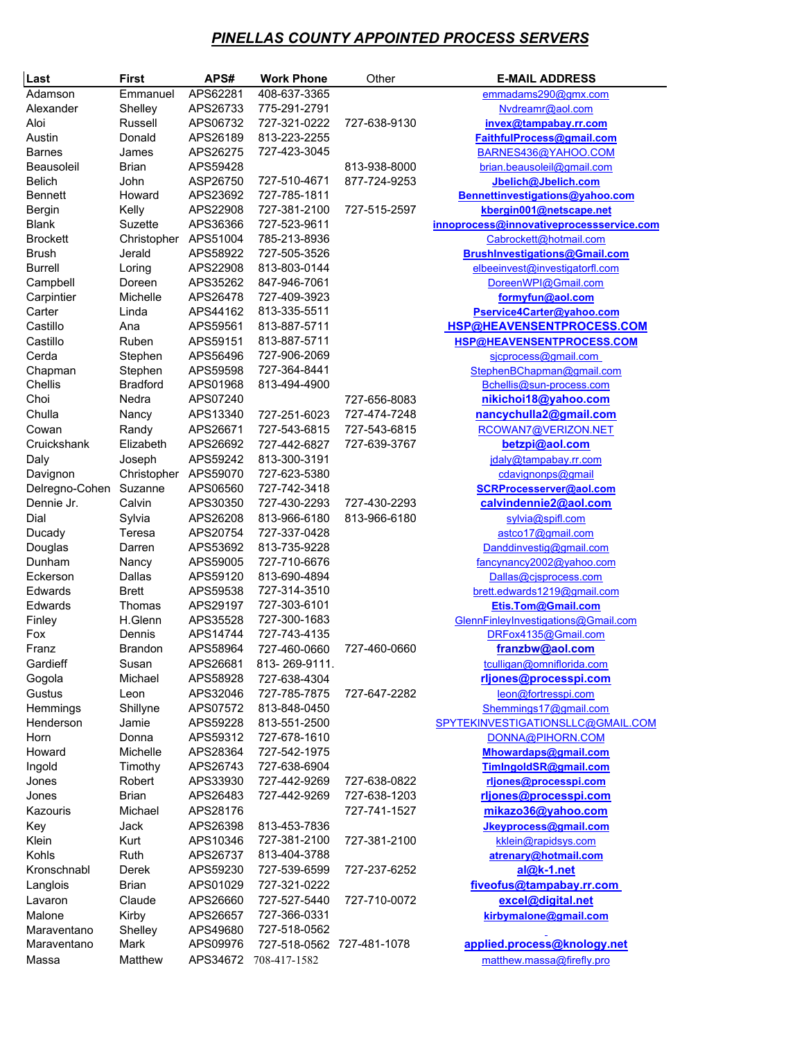# *PINELLAS COUNTY APPOINTED PROCESS SERVERS*

| Last | First | APS# | Work Phone | Other | E-MAIL ADDRESS |
|---|---|---|---|---|---|
| Adamson | Emmanuel | APS62281 | 408-637-3365 | | emmadams290@gmx.com |
| Alexander | Shelley | APS26733 | 775-291-2791 | | Nvdreamr@aol.com |
| Aloi | Russell | APS06732 | 727-321-0222 | 727-638-9130 | **invex@tampabay.rr.com** |
| Austin | Donald | APS26189 | 813-223-2255 | | **FaithfulProcess@gmail.com** |
| Barnes | James | APS26275 | 727-423-3045 | | BARNES436@YAHOO.COM |
| Beausoleil | Brian | APS59428 | | 813-938-8000 | brian.beausoleil@gmail.com |
| Belich | John | ASP26750 | 727-510-4671 | 877-724-9253 | **Jbelich@Jbelich.com** |
| Bennett | Howard | APS23692 | 727-785-1811 | | **Bennettinvestigations@yahoo.com** |
| Bergin | Kelly | APS22908 | 727-381-2100 | 727-515-2597 | **kbergin001@netscape.net** |
| Blank | Suzette | APS36366 | 727-523-9611 | | **innoprocess@innovativeprocessservice.com** |
| Brockett | Christopher | APS51004 | 785-213-8936 | | Cabrockett@hotmail.com |
| Brush | Jerald | APS58922 | 727-505-3526 | | **BrushInvestigations@Gmail.com** |
| Burrell | Loring | APS22908 | 813-803-0144 | | elbeeinvest@investigatorfl.com |
| Campbell | Doreen | APS35262 | 847-946-7061 | | DoreenWPI@Gmail.com |
| Carpintier | Michelle | APS26478 | 727-409-3923 | | **formyfun@aol.com** |
| Carter | Linda | APS44162 | 813-335-5511 | | **Pservice4Carter@yahoo.com** |
| Castillo | Ana | APS59561 | 813-887-5711 | | **HSP@HEAVENSENTPROCESS.COM** |
| Castillo | Ruben | APS59151 | 813-887-5711 | | **HSP@HEAVENSENTPROCESS.COM** |
| Cerda | Stephen | APS56496 | 727-906-2069 | | sjcprocess@gmail.com |
| Chapman | Stephen | APS59598 | 727-364-8441 | | StephenBChapman@gmail.com |
| Chellis | Bradford | APS01968 | 813-494-4900 | | Bchellis@sun-process.com |
| Choi | Nedra | APS07240 | | 727-656-8083 | **nikichoi18@yahoo.com** |
| Chulla | Nancy | APS13340 | 727-251-6023 | 727-474-7248 | **nancychulla2@gmail.com** |
| Cowan | Randy | APS26671 | 727-543-6815 | 727-543-6815 | RCOWAN7@VERIZON.NET |
| Cruickshank | Elizabeth | APS26692 | 727-442-6827 | 727-639-3767 | **betzpi@aol.com** |
| Daly | Joseph | APS59242 | 813-300-3191 | | jdaly@tampabay.rr.com |
| Davignon | Christopher | APS59070 | 727-623-5380 | | cdavignonps@gmail |
| Delregno-Cohen | Suzanne | APS06560 | 727-742-3418 | | **SCRProcesserver@aol.com** |
| Dennie Jr. | Calvin | APS30350 | 727-430-2293 | 727-430-2293 | **calvindennie2@aol.com** |
| Dial | Sylvia | APS26208 | 813-966-6180 | 813-966-6180 | sylvia@spifl.com |
| Ducady | Teresa | APS20754 | 727-337-0428 | | astco17@gmail.com |
| Douglas | Darren | APS53692 | 813-735-9228 | | Danddinvestig@gmail.com |
| Dunham | Nancy | APS59005 | 727-710-6676 | | fancynancy2002@yahoo.com |
| Eckerson | Dallas | APS59120 | 813-690-4894 | | Dallas@cjsprocess.com |
| Edwards | Brett | APS59538 | 727-314-3510 | | brett.edwards1219@gmail.com |
| Edwards | Thomas | APS29197 | 727-303-6101 | | **Etis.Tom@Gmail.com** |
| Finley | H.Glenn | APS35528 | 727-300-1683 | | GlennFinleyInvestigations@Gmail.com |
| Fox | Dennis | APS14744 | 727-743-4135 | | DRFox4135@Gmail.com |
| Franz | Brandon | APS58964 | 727-460-0660 | 727-460-0660 | **franzbw@aol.com** |
| Gardieff | Susan | APS26681 | 813- 269-9111. | | tculligan@omniflorida.com |
| Gogola | Michael | APS58928 | 727-638-4304 | | **rljones@processpi.com** |
| Gustus | Leon | APS32046 | 727-785-7875 | 727-647-2282 | leon@fortresspi.com |
| Hemmings | Shillyne | APS07572 | 813-848-0450 | | Shemmings17@gmail.com |
| Henderson | Jamie | APS59228 | 813-551-2500 | | SPYTEKINVESTIGATIONSLLC@GMAIL.COM |
| Horn | Donna | APS59312 | 727-678-1610 | | DONNA@PIHORN.COM |
| Howard | Michelle | APS28364 | 727-542-1975 | | **Mhowardaps@gmail.com** |
| Ingold | Timothy | APS26743 | 727-638-6904 | | **TimIngoldSR@gmail.com** |
| Jones | Robert | APS33930 | 727-442-9269 | 727-638-0822 | **rljones@processpi.com** |
| Jones | Brian | APS26483 | 727-442-9269 | 727-638-1203 | **rljones@processpi.com** |
| Kazouris | Michael | APS28176 | | 727-741-1527 | **mikazo36@yahoo.com** |
| Key | Jack | APS26398 | 813-453-7836 | | **Jkeyprocess@gmail.com** |
| Klein | Kurt | APS10346 | 727-381-2100 | 727-381-2100 | kklein@rapidsys.com |
| Kohls | Ruth | APS26737 | 813-404-3788 | | **atrenary@hotmail.com** |
| Kronschnabl | Derek | APS59230 | 727-539-6599 | 727-237-6252 | **al@k-1.net** |
| Langlois | Brian | APS01029 | 727-321-0222 | | **fiveofus@tampabay.rr.com** |
| Lavaron | Claude | APS26660 | 727-527-5440 | 727-710-0072 | **excel@digital.net** |
| Malone | Kirby | APS26657 | 727-366-0331 | | **kirbymalone@gmail.com** |
| Maraventano | Shelley | APS49680 | 727-518-0562 | | |
| Maraventano | Mark | APS09976 | 727-518-0562 | 727-481-1078 | **applied.process@knology.net** |
| Massa | Matthew | APS34672 | 708-417-1582 | | matthew.massa@firefly.pro |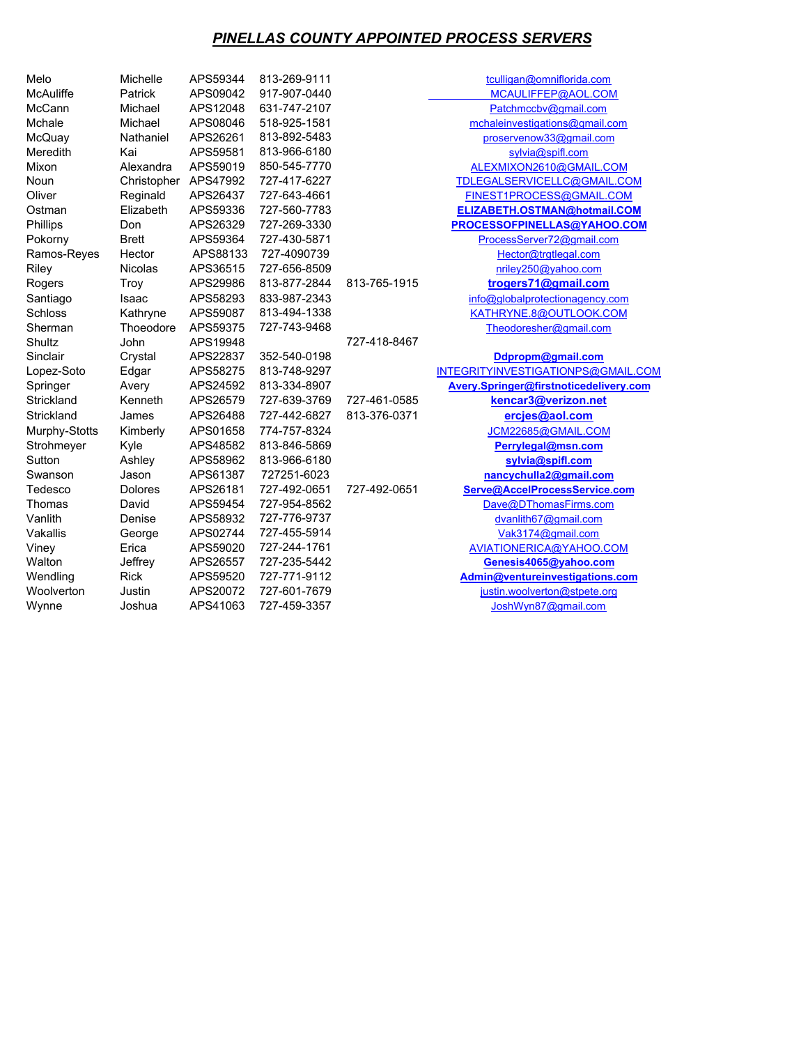***PINELLAS COUNTY APPOINTED PROCESS SERVERS***

| | | | | | |
|---|---|---|---|---|---|
| Melo | Michelle | APS59344 | 813-269-9111 | | tculligan@omniflorida.com |
| McAuliffe | Patrick | APS09042 | 917-907-0440 | | MCAULIFFEP@AOL.COM |
| McCann | Michael | APS12048 | 631-747-2107 | | Patchmccbv@gmail.com |
| Mchale | Michael | APS08046 | 518-925-1581 | | mchaleinvestigations@gmail.com |
| McQuay | Nathaniel | APS26261 | 813-892-5483 | | proservenow33@gmail.com |
| Meredith | Kai | APS59581 | 813-966-6180 | | sylvia@spifl.com |
| Mixon | Alexandra | APS59019 | 850-545-7770 | | ALEXMIXON2610@GMAIL.COM |
| Noun | Christopher | APS47992 | 727-417-6227 | | TDLEGALSERVICELLC@GMAIL.COM |
| Oliver | Reginald | APS26437 | 727-643-4661 | | FINEST1PROCESS@GMAIL.COM |
| Ostman | Elizabeth | APS59336 | 727-560-7783 | | **ELIZABETH.OSTMAN@hotmail.COM** |
| Phillips | Don | APS26329 | 727-269-3330 | | **PROCESSOFPINELLAS@YAHOO.COM** |
| Pokorny | Brett | APS59364 | 727-430-5871 | | ProcessServer72@gmail.com |
| Ramos-Reyes | Hector | APS88133 | 727-4090739 | | Hector@trgtlegal.com |
| Riley | Nicolas | APS36515 | 727-656-8509 | | nriley250@yahoo.com |
| Rogers | Troy | APS29986 | 813-877-2844 | 813-765-1915 | **trogers71@gmail.com** |
| Santiago | Isaac | APS58293 | 833-987-2343 | | info@globalprotectionagency.com |
| Schloss | Kathryne | APS59087 | 813-494-1338 | | KATHRYNE.8@OUTLOOK.COM |
| Sherman | Thoeodore | APS59375 | 727-743-9468 | | Theodoresher@gmail.com |
| Shultz | John | APS19948 | | 727-418-8467 | |
| Sinclair | Crystal | APS22837 | 352-540-0198 | | **Ddpropm@gmail.com** |
| Lopez-Soto | Edgar | APS58275 | 813-748-9297 | | INTEGRITYINVESTIGATIONPS@GMAIL.COM |
| Springer | Avery | APS24592 | 813-334-8907 | | **Avery.Springer@firstnoticedelivery.com** |
| Strickland | Kenneth | APS26579 | 727-639-3769 | 727-461-0585 | **kencar3@verizon.net** |
| Strickland | James | APS26488 | 727-442-6827 | 813-376-0371 | **ercjes@aol.com** |
| Murphy-Stotts | Kimberly | APS01658 | 774-757-8324 | | JCM22685@GMAIL.COM |
| Strohmeyer | Kyle | APS48582 | 813-846-5869 | | **Perrylegal@msn.com** |
| Sutton | Ashley | APS58962 | 813-966-6180 | | **sylvia@spifl.com** |
| Swanson | Jason | APS61387 | 727251-6023 | | **nancychulla2@gmail.com** |
| Tedesco | Dolores | APS26181 | 727-492-0651 | 727-492-0651 | **Serve@AccelProcessService.com** |
| Thomas | David | APS59454 | 727-954-8562 | | Dave@DThomasFirms.com |
| Vanlith | Denise | APS58932 | 727-776-9737 | | dvanlith67@gmail.com |
| Vakallis | George | APS02744 | 727-455-5914 | | Vak3174@gmail.com |
| Viney | Erica | APS59020 | 727-244-1761 | | AVIATIONERICA@YAHOO.COM |
| Walton | Jeffrey | APS26557 | 727-235-5442 | | **Genesis4065@yahoo.com** |
| Wendling | Rick | APS59520 | 727-771-9112 | | **Admin@ventureinvestigations.com** |
| Woolverton | Justin | APS20072 | 727-601-7679 | | justin.woolverton@stpete.org |
| Wynne | Joshua | APS41063 | 727-459-3357 | | JoshWyn87@gmail.com |